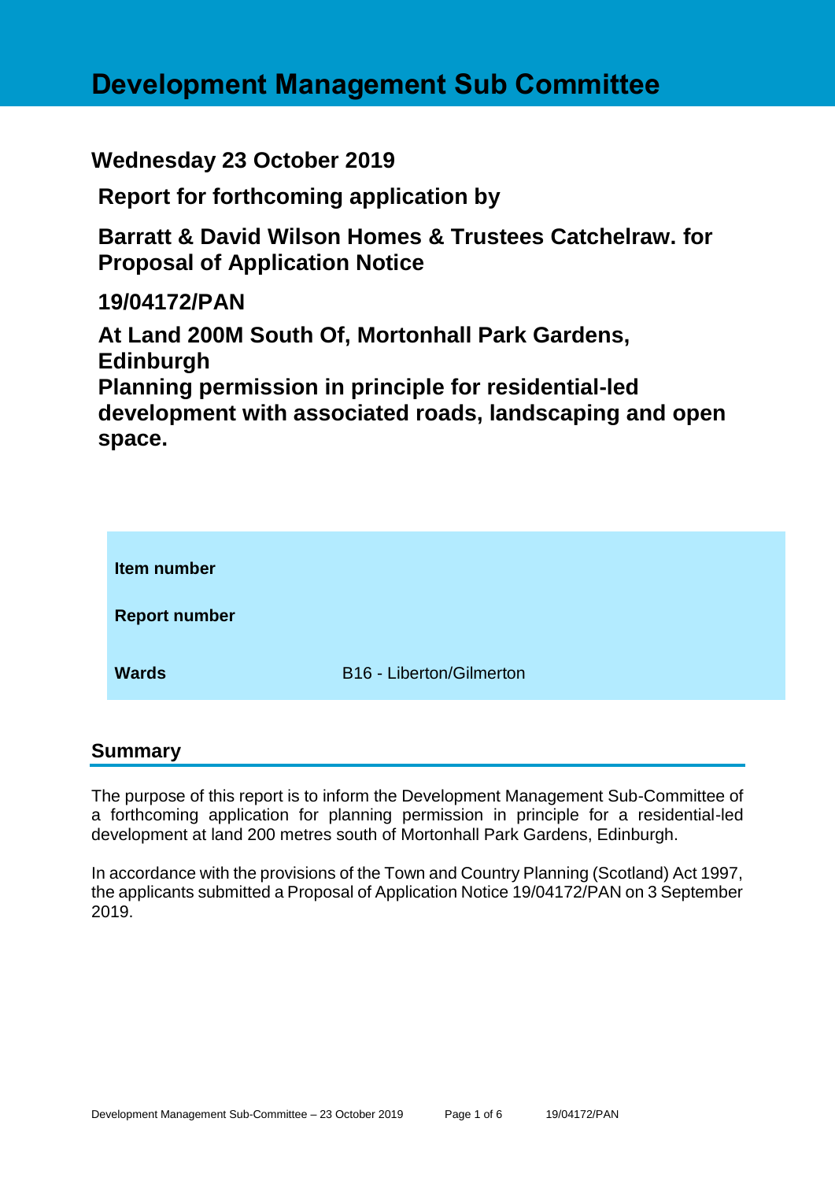# Development Management Sub Committee

## Wednesday 23 October 2019

## Report for forthcoming application by

## Barratt & David Wilson Homes & Trustees Catchelraw. for Proposal of Application Notice

## 19/04172/PAN

## At Land 200M South Of, Mortonhall Park Gardens, Edinburgh
## Planning permission in principle for residential-led development with associated roads, landscaping and open space.

| | |
|---|---|
| **Item number** | |
| **Report number** | |
| **Wards** | B16 - Liberton/Gilmerton |

## Summary

The purpose of this report is to inform the Development Management Sub-Committee of a forthcoming application for planning permission in principle for a residential-led development at land 200 metres south of Mortonhall Park Gardens, Edinburgh.

In accordance with the provisions of the Town and Country Planning (Scotland) Act 1997, the applicants submitted a Proposal of Application Notice 19/04172/PAN on 3 September 2019.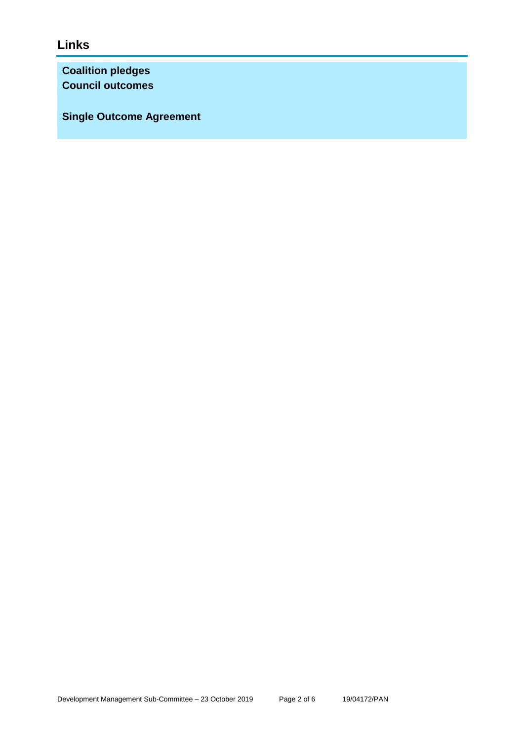## Links

**Coalition pledges**
**Council outcomes**

**Single Outcome Agreement**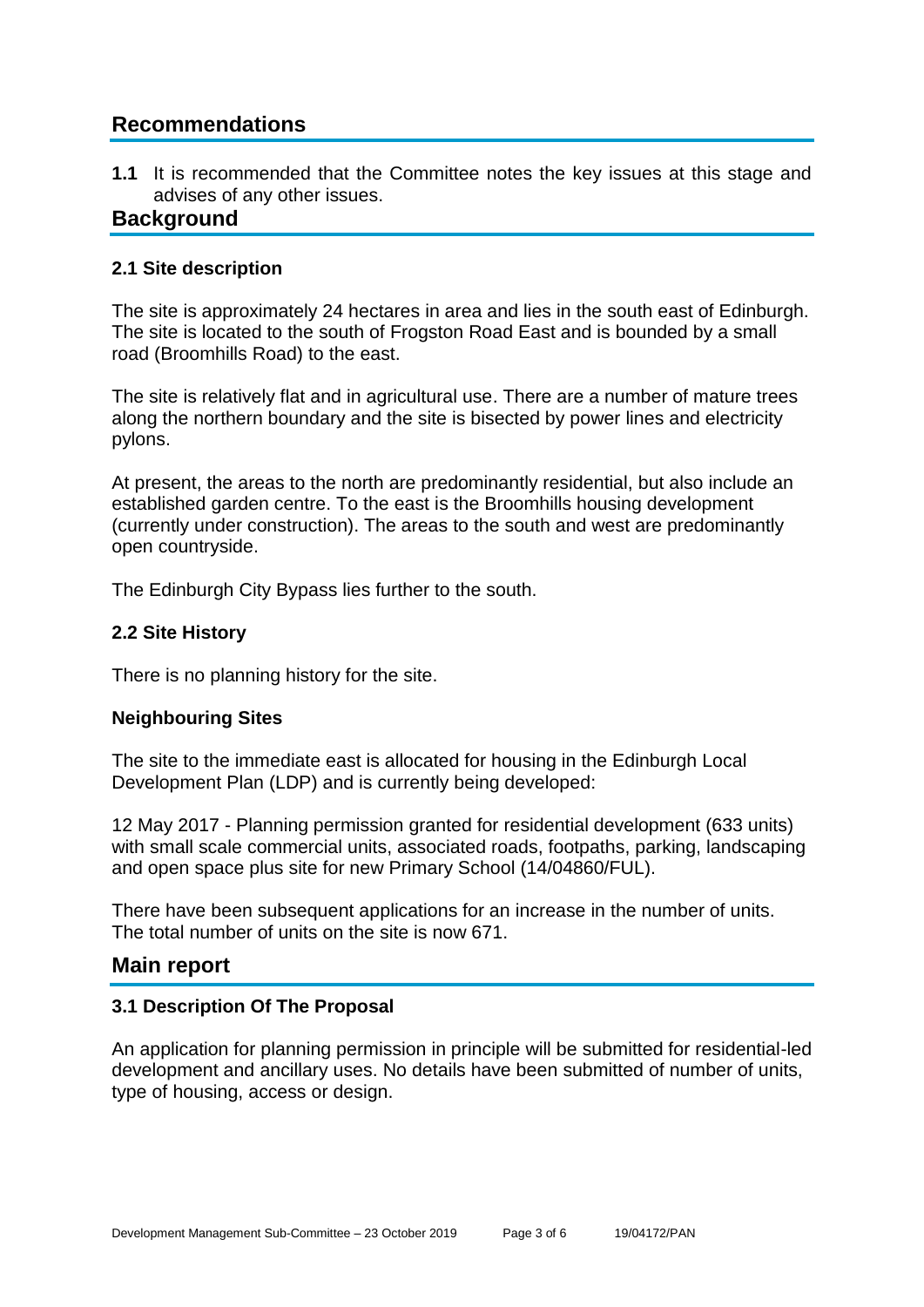## Recommendations

**1.1** It is recommended that the Committee notes the key issues at this stage and advises of any other issues.

## Background

### 2.1 Site description

The site is approximately 24 hectares in area and lies in the south east of Edinburgh. The site is located to the south of Frogston Road East and is bounded by a small road (Broomhills Road) to the east.

The site is relatively flat and in agricultural use. There are a number of mature trees along the northern boundary and the site is bisected by power lines and electricity pylons.

At present, the areas to the north are predominantly residential, but also include an established garden centre. To the east is the Broomhills housing development (currently under construction). The areas to the south and west are predominantly open countryside.

The Edinburgh City Bypass lies further to the south.

### 2.2 Site History

There is no planning history for the site.

### Neighbouring Sites

The site to the immediate east is allocated for housing in the Edinburgh Local Development Plan (LDP) and is currently being developed:

12 May 2017 - Planning permission granted for residential development (633 units) with small scale commercial units, associated roads, footpaths, parking, landscaping and open space plus site for new Primary School (14/04860/FUL).

There have been subsequent applications for an increase in the number of units. The total number of units on the site is now 671.

## Main report

### 3.1 Description Of The Proposal

An application for planning permission in principle will be submitted for residential-led development and ancillary uses. No details have been submitted of number of units, type of housing, access or design.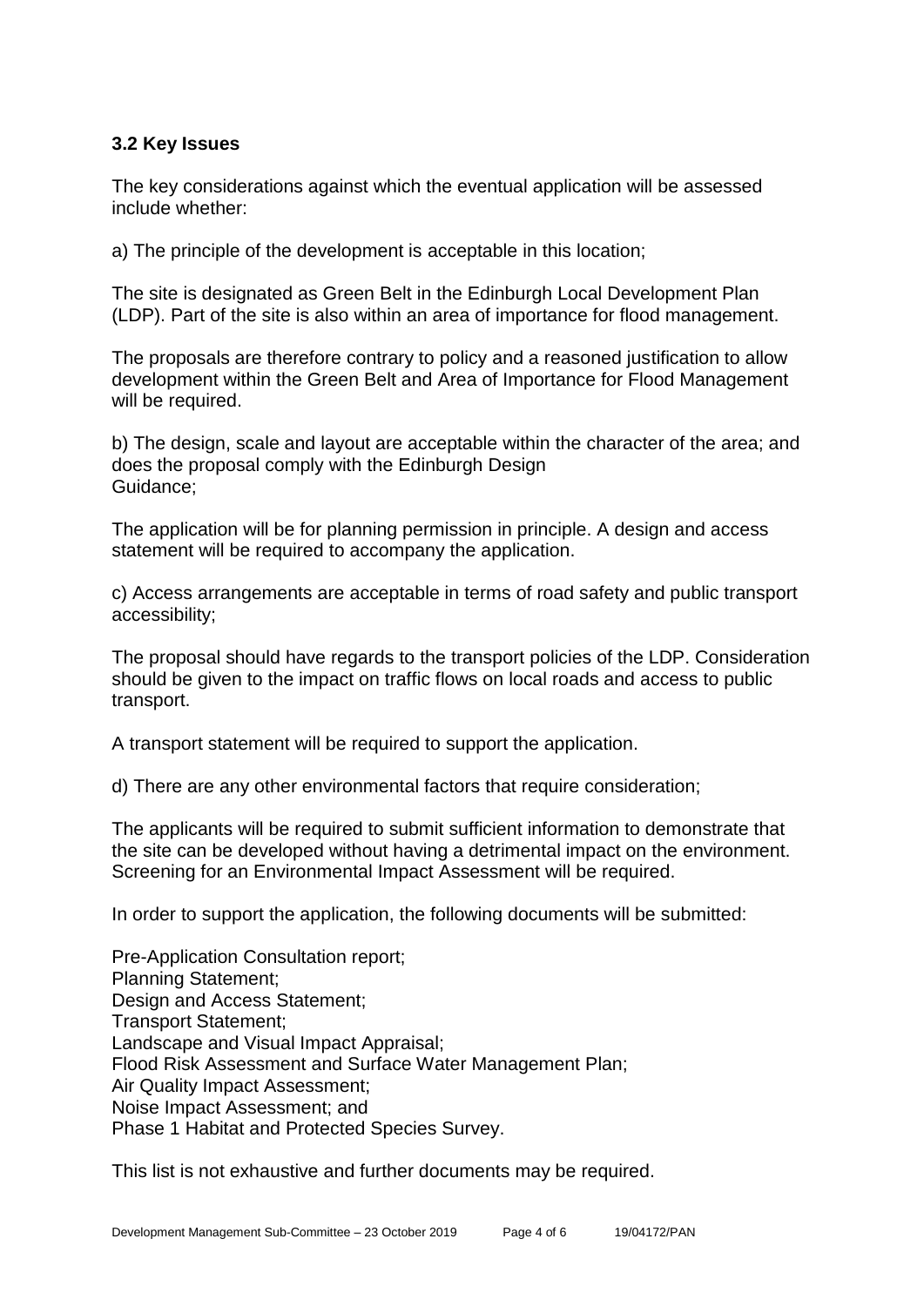### 3.2 Key Issues

The key considerations against which the eventual application will be assessed include whether:

a) The principle of the development is acceptable in this location;

The site is designated as Green Belt in the Edinburgh Local Development Plan (LDP). Part of the site is also within an area of importance for flood management.

The proposals are therefore contrary to policy and a reasoned justification to allow development within the Green Belt and Area of Importance for Flood Management will be required.

b) The design, scale and layout are acceptable within the character of the area; and does the proposal comply with the Edinburgh Design Guidance;

The application will be for planning permission in principle. A design and access statement will be required to accompany the application.

c) Access arrangements are acceptable in terms of road safety and public transport accessibility;

The proposal should have regards to the transport policies of the LDP. Consideration should be given to the impact on traffic flows on local roads and access to public transport.

A transport statement will be required to support the application.

d) There are any other environmental factors that require consideration;

The applicants will be required to submit sufficient information to demonstrate that the site can be developed without having a detrimental impact on the environment. Screening for an Environmental Impact Assessment will be required.

In order to support the application, the following documents will be submitted:

Pre-Application Consultation report;
Planning Statement;
Design and Access Statement;
Transport Statement;
Landscape and Visual Impact Appraisal;
Flood Risk Assessment and Surface Water Management Plan;
Air Quality Impact Assessment;
Noise Impact Assessment; and
Phase 1 Habitat and Protected Species Survey.

This list is not exhaustive and further documents may be required.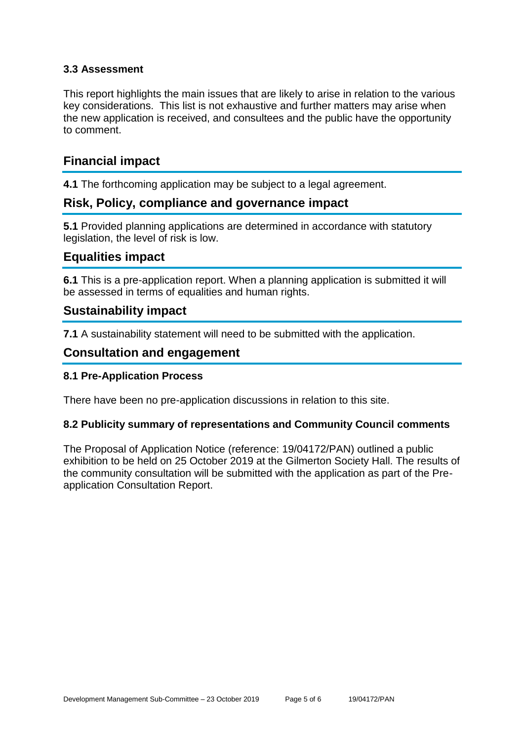### 3.3 Assessment

This report highlights the main issues that are likely to arise in relation to the various key considerations. This list is not exhaustive and further matters may arise when the new application is received, and consultees and the public have the opportunity to comment.

## Financial impact

**4.1** The forthcoming application may be subject to a legal agreement.

## Risk, Policy, compliance and governance impact

**5.1** Provided planning applications are determined in accordance with statutory legislation, the level of risk is low.

## Equalities impact

**6.1** This is a pre-application report. When a planning application is submitted it will be assessed in terms of equalities and human rights.

## Sustainability impact

**7.1** A sustainability statement will need to be submitted with the application.

## Consultation and engagement

### 8.1 Pre-Application Process

There have been no pre-application discussions in relation to this site.

### 8.2 Publicity summary of representations and Community Council comments

The Proposal of Application Notice (reference: 19/04172/PAN) outlined a public exhibition to be held on 25 October 2019 at the Gilmerton Society Hall. The results of the community consultation will be submitted with the application as part of the Pre-application Consultation Report.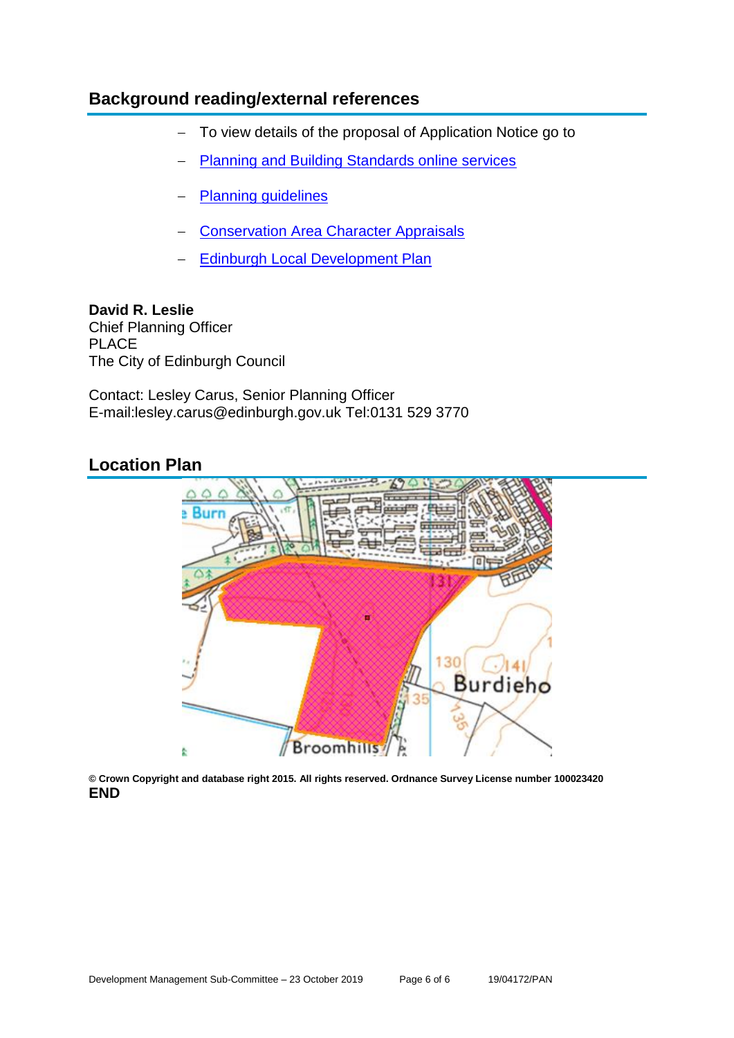## Background reading/external references

- To view details of the proposal of Application Notice go to
- Planning and Building Standards online services
- Planning guidelines
- Conservation Area Character Appraisals
- Edinburgh Local Development Plan

**David R. Leslie**
Chief Planning Officer
PLACE
The City of Edinburgh Council

Contact: Lesley Carus, Senior Planning Officer
E-mail:lesley.carus@edinburgh.gov.uk Tel:0131 529 3770

## Location Plan

Burn
131
130
141
Burdieho
135
135
Broomhills

**© Crown Copyright and database right 2015. All rights reserved. Ordnance Survey License number 100023420**

**END**